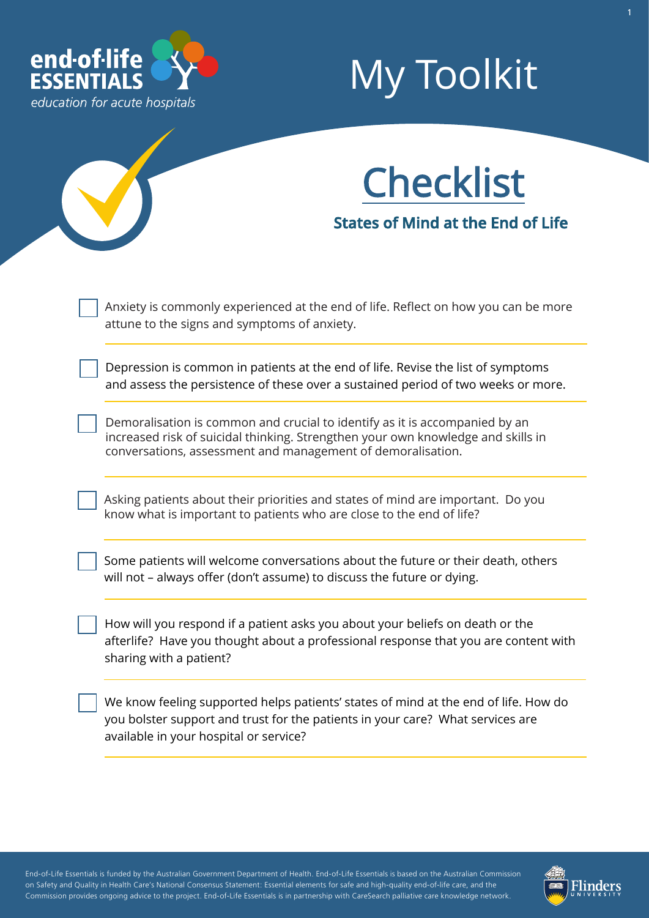end-of-life ESSENTIALS
*education for acute hospitals*

# My Toolkit

## Checklist

### States of Mind at the End of Life

- [ ] Anxiety is commonly experienced at the end of life. Reflect on how you can be more attune to the signs and symptoms of anxiety.

- [ ] Depression is common in patients at the end of life. Revise the list of symptoms and assess the persistence of these over a sustained period of two weeks or more.

- [ ] Demoralisation is common and crucial to identify as it is accompanied by an increased risk of suicidal thinking. Strengthen your own knowledge and skills in conversations, assessment and management of demoralisation.

- [ ] Asking patients about their priorities and states of mind are important. Do you know what is important to patients who are close to the end of life?

- [ ] Some patients will welcome conversations about the future or their death, others will not – always offer (don't assume) to discuss the future or dying.

- [ ] How will you respond if a patient asks you about your beliefs on death or the afterlife? Have you thought about a professional response that you are content with sharing with a patient?

- [ ] We know feeling supported helps patients' states of mind at the end of life. How do you bolster support and trust for the patients in your care? What services are available in your hospital or service?

End-of-Life Essentials is funded by the Australian Government Department of Health. End-of-Life Essentials is based on the Australian Commission on Safety and Quality in Health Care's National Consensus Statement: Essential elements for safe and high-quality end-of-life care, and the Commission provides ongoing advice to the project. End-of-Life Essentials is in partnership with CareSearch palliative care knowledge network.

Flinders UNIVERSITY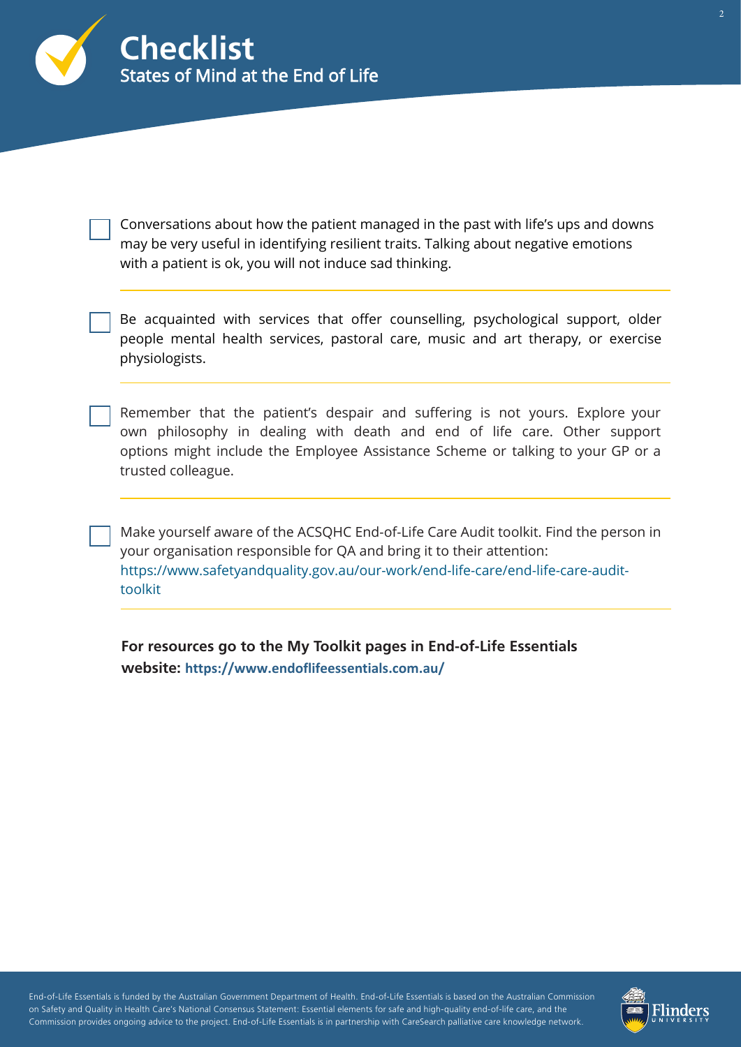# Checklist

## States of Mind at the End of Life

- [ ] Conversations about how the patient managed in the past with life's ups and downs may be very useful in identifying resilient traits. Talking about negative emotions with a patient is ok, you will not induce sad thinking.

- [ ] Be acquainted with services that offer counselling, psychological support, older people mental health services, pastoral care, music and art therapy, or exercise physiologists.

- [ ] Remember that the patient's despair and suffering is not yours. Explore your own philosophy in dealing with death and end of life care. Other support options might include the Employee Assistance Scheme or talking to your GP or a trusted colleague.

- [ ] Make yourself aware of the ACSQHC End-of-Life Care Audit toolkit. Find the person in your organisation responsible for QA and bring it to their attention: https://www.safetyandquality.gov.au/our-work/end-life-care/end-life-care-audit-toolkit

**For resources go to the My Toolkit pages in End-of-Life Essentials website: https://www.endoflifeessentials.com.au/**

End-of-Life Essentials is funded by the Australian Government Department of Health. End-of-Life Essentials is based on the Australian Commission on Safety and Quality in Health Care's National Consensus Statement: Essential elements for safe and high-quality end-of-life care, and the Commission provides ongoing advice to the project. End-of-Life Essentials is in partnership with CareSearch palliative care knowledge network.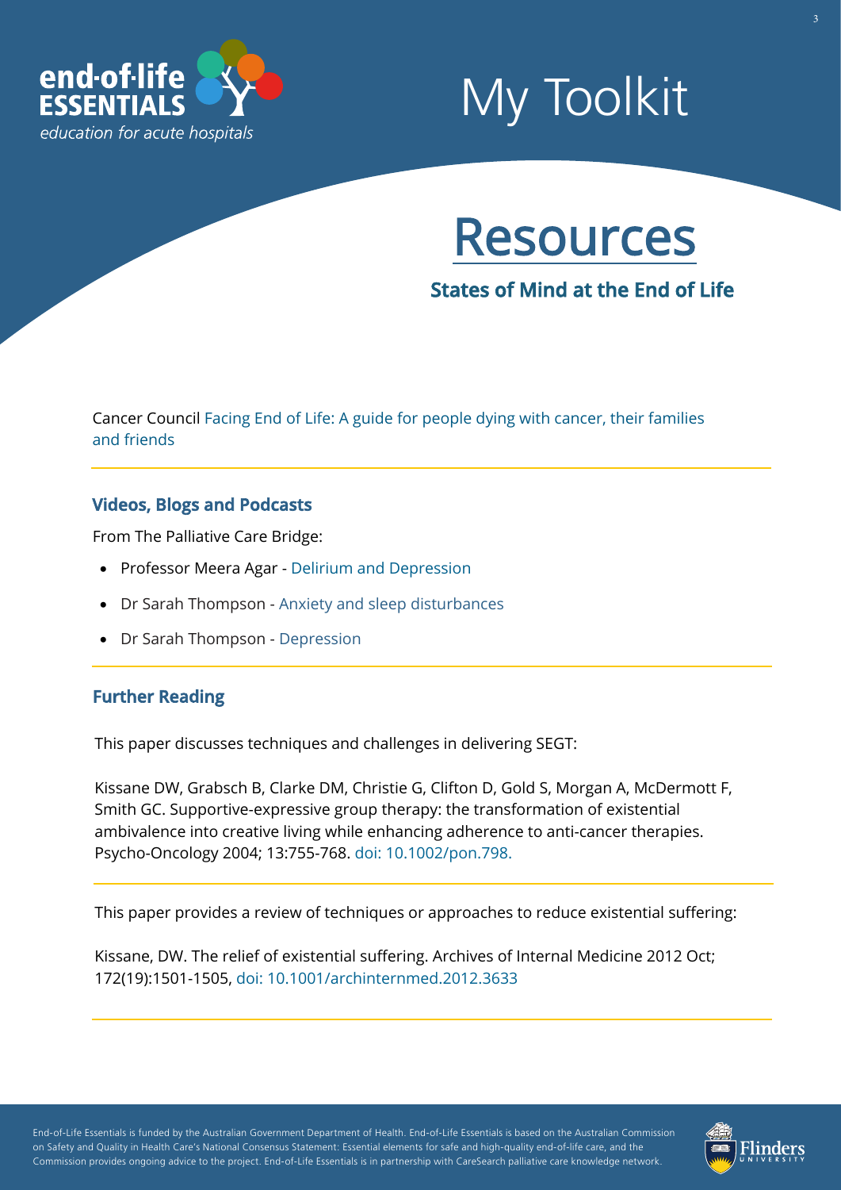# My Toolkit

## Resources

### States of Mind at the End of Life

Cancer Council Facing End of Life: A guide for people dying with cancer, their families and friends

---

### Videos, Blogs and Podcasts

From The Palliative Care Bridge:

- Professor Meera Agar - Delirium and Depression
- Dr Sarah Thompson - Anxiety and sleep disturbances
- Dr Sarah Thompson - Depression

---

### Further Reading

This paper discusses techniques and challenges in delivering SEGT:

Kissane DW, Grabsch B, Clarke DM, Christie G, Clifton D, Gold S, Morgan A, McDermott F, Smith GC. Supportive-expressive group therapy: the transformation of existential ambivalence into creative living while enhancing adherence to anti-cancer therapies. Psycho-Oncology 2004; 13:755-768. doi: 10.1002/pon.798.

---

This paper provides a review of techniques or approaches to reduce existential suffering:

Kissane, DW. The relief of existential suffering. Archives of Internal Medicine 2012 Oct; 172(19):1501-1505, doi: 10.1001/archinternmed.2012.3633

---

End-of-Life Essentials is funded by the Australian Government Department of Health. End-of-Life Essentials is based on the Australian Commission on Safety and Quality in Health Care's National Consensus Statement: Essential elements for safe and high-quality end-of-life care, and the Commission provides ongoing advice to the project. End-of-Life Essentials is in partnership with CareSearch palliative care knowledge network.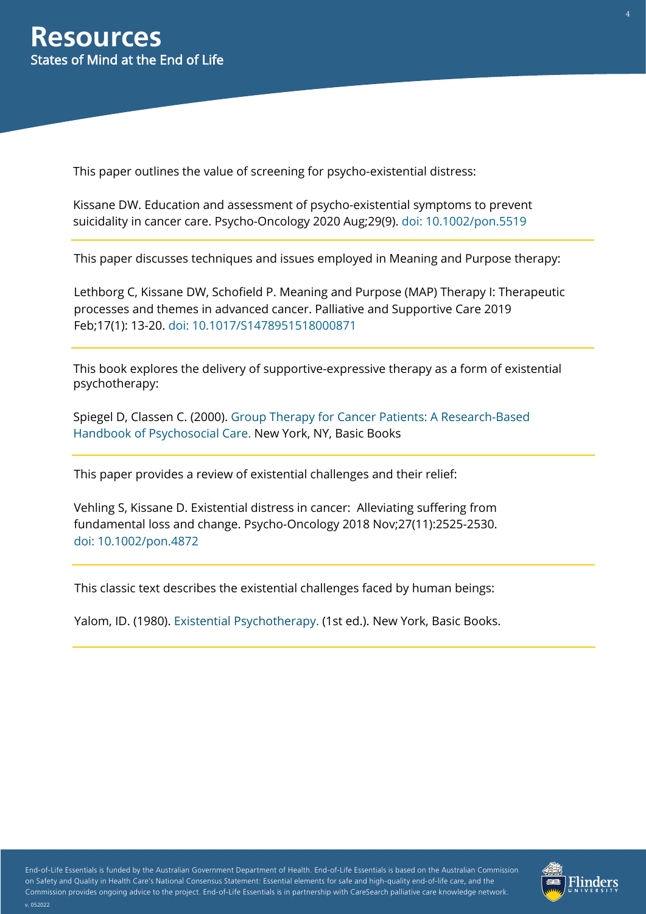# Resources

## States of Mind at the End of Life

This paper outlines the value of screening for psycho-existential distress:

Kissane DW. Education and assessment of psycho-existential symptoms to prevent suicidality in cancer care. Psycho-Oncology 2020 Aug;29(9). doi: 10.1002/pon.5519

---

This paper discusses techniques and issues employed in Meaning and Purpose therapy:

Lethborg C, Kissane DW, Schofield P. Meaning and Purpose (MAP) Therapy I: Therapeutic processes and themes in advanced cancer. Palliative and Supportive Care 2019 Feb;17(1): 13-20. doi: 10.1017/S1478951518000871

---

This book explores the delivery of supportive-expressive therapy as a form of existential psychotherapy:

Spiegel D, Classen C. (2000). Group Therapy for Cancer Patients: A Research-Based Handbook of Psychosocial Care. New York, NY, Basic Books

---

This paper provides a review of existential challenges and their relief:

Vehling S, Kissane D. Existential distress in cancer: Alleviating suffering from fundamental loss and change. Psycho-Oncology 2018 Nov;27(11):2525-2530. doi: 10.1002/pon.4872

---

This classic text describes the existential challenges faced by human beings:

Yalom, ID. (1980). Existential Psychotherapy. (1st ed.). New York, Basic Books.

---

End-of-Life Essentials is funded by the Australian Government Department of Health. End-of-Life Essentials is based on the Australian Commission on Safety and Quality in Health Care's National Consensus Statement: Essential elements for safe and high-quality end-of-life care, and the Commission provides ongoing advice to the project. End-of-Life Essentials is in partnership with CareSearch palliative care knowledge network.

v. 052022